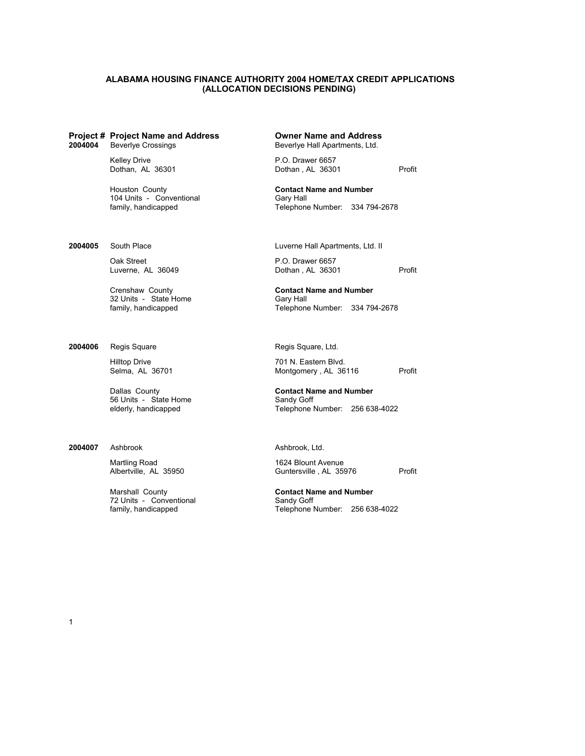# ALABAMA HOUSING FINANCE AUTHORITY 2004 HOME/TAX CREDIT APPLICATIONS
## (ALLOCATION DECISIONS PENDING)

| Project # | Project Name and Address | Owner Name and Address | |
|---|---|---|---|
| **2004004** | Beverlye Crossings | Beverlye Hall Apartments, Ltd. | |
| | Kelley Drive<br>Dothan, AL 36301 | P.O. Drawer 6657<br>Dothan , AL 36301 | Profit |
| | Houston County<br>104 Units - Conventional<br>family, handicapped | **Contact Name and Number**<br>Gary Hall<br>Telephone Number: 334 794-2678 | |
| **2004005** | South Place | Luverne Hall Apartments, Ltd. II | |
| | Oak Street<br>Luverne, AL 36049 | P.O. Drawer 6657<br>Dothan , AL 36301 | Profit |
| | Crenshaw County<br>32 Units - State Home<br>family, handicapped | **Contact Name and Number**<br>Gary Hall<br>Telephone Number: 334 794-2678 | |
| **2004006** | Regis Square | Regis Square, Ltd. | |
| | Hilltop Drive<br>Selma, AL 36701 | 701 N. Eastern Blvd.<br>Montgomery , AL 36116 | Profit |
| | Dallas County<br>56 Units - State Home<br>elderly, handicapped | **Contact Name and Number**<br>Sandy Goff<br>Telephone Number: 256 638-4022 | |
| **2004007** | Ashbrook | Ashbrook, Ltd. | |
| | Martling Road<br>Albertville, AL 35950 | 1624 Blount Avenue<br>Guntersville , AL 35976 | Profit |
| | Marshall County<br>72 Units - Conventional<br>family, handicapped | **Contact Name and Number**<br>Sandy Goff<br>Telephone Number: 256 638-4022 | |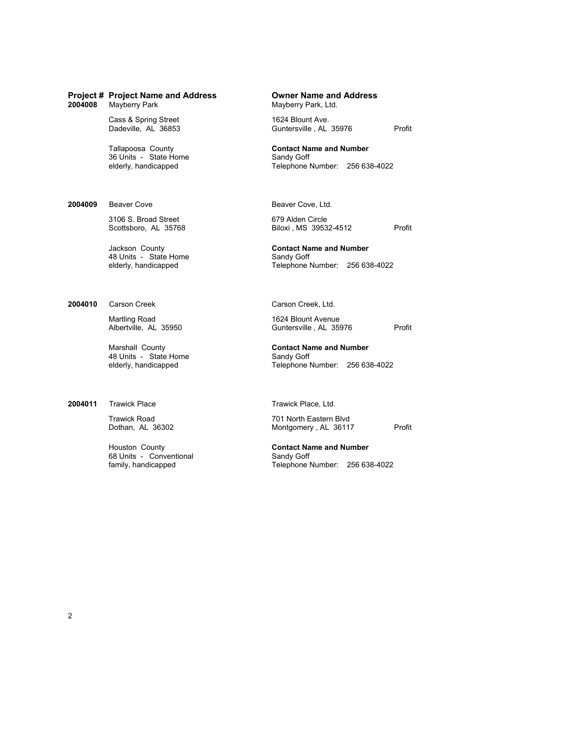**Project #** **Project Name and Address** | **Owner Name and Address**

**2004008** Mayberry Park

Cass & Spring Street
Dadeville, AL 36853

Tallapoosa County
36 Units - State Home
elderly, handicapped

Mayberry Park, Ltd.

1624 Blount Ave.
Guntersville , AL 35976 Profit

**Contact Name and Number**
Sandy Goff
Telephone Number: 256 638-4022

---

**2004009** Beaver Cove

3106 S. Broad Street
Scottsboro, AL 35768

Jackson County
48 Units - State Home
elderly, handicapped

Beaver Cove, Ltd.

679 Alden Circle
Biloxi , MS 39532-4512 Profit

**Contact Name and Number**
Sandy Goff
Telephone Number: 256 638-4022

---

**2004010** Carson Creek

Martling Road
Albertville, AL 35950

Marshall County
48 Units - State Home
elderly, handicapped

Carson Creek, Ltd.

1624 Blount Avenue
Guntersville , AL 35976 Profit

**Contact Name and Number**
Sandy Goff
Telephone Number: 256 638-4022

---

**2004011** Trawick Place

Trawick Road
Dothan, AL 36302

Houston County
68 Units - Conventional
family, handicapped

Trawick Place, Ltd.

701 North Eastern Blvd
Montgomery , AL 36117 Profit

**Contact Name and Number**
Sandy Goff
Telephone Number: 256 638-4022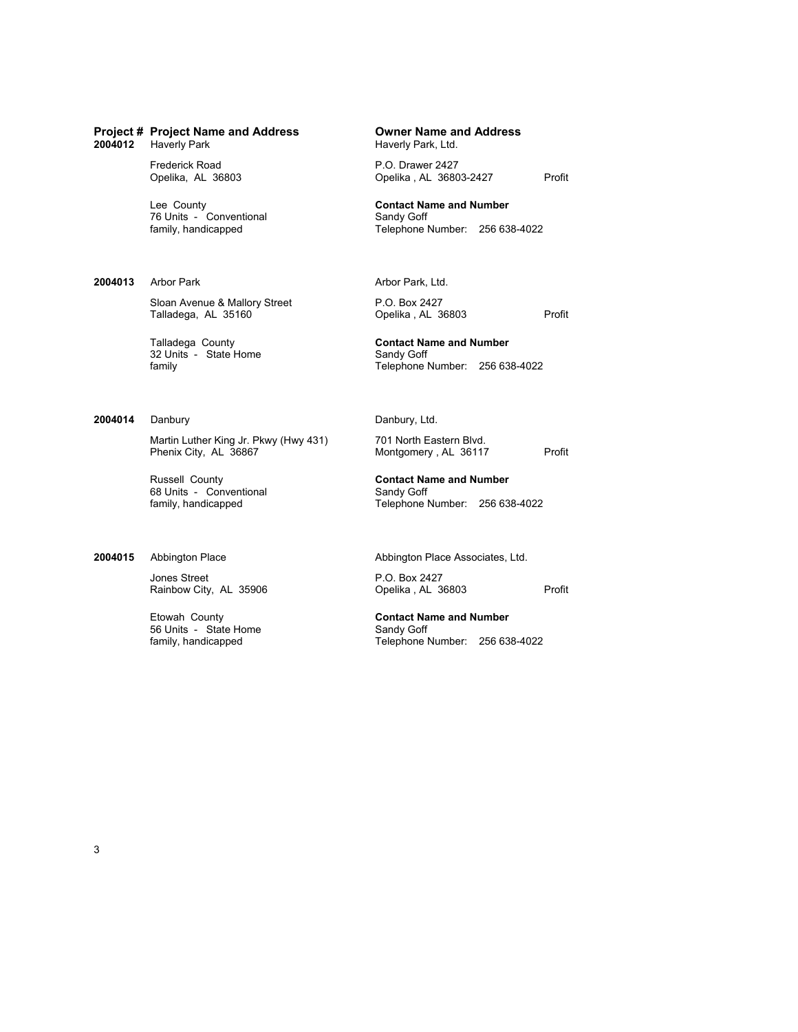| Project # | Project Name and Address | Owner Name and Address | |
|---|---|---|---|
| 2004012 | Haverly Park | Haverly Park, Ltd. | |
| | Frederick Road<br>Opelika, AL 36803 | P.O. Drawer 2427<br>Opelika , AL 36803-2427 | Profit |
| | Lee County<br>76 Units - Conventional<br>family, handicapped | **Contact Name and Number**<br>Sandy Goff<br>Telephone Number: 256 638-4022 | |
| 2004013 | Arbor Park | Arbor Park, Ltd. | |
| | Sloan Avenue & Mallory Street<br>Talladega, AL 35160 | P.O. Box 2427<br>Opelika , AL 36803 | Profit |
| | Talladega County<br>32 Units - State Home<br>family | **Contact Name and Number**<br>Sandy Goff<br>Telephone Number: 256 638-4022 | |
| 2004014 | Danbury | Danbury, Ltd. | |
| | Martin Luther King Jr. Pkwy (Hwy 431)<br>Phenix City, AL 36867 | 701 North Eastern Blvd.<br>Montgomery , AL 36117 | Profit |
| | Russell County<br>68 Units - Conventional<br>family, handicapped | **Contact Name and Number**<br>Sandy Goff<br>Telephone Number: 256 638-4022 | |
| 2004015 | Abbington Place | Abbington Place Associates, Ltd. | |
| | Jones Street<br>Rainbow City, AL 35906 | P.O. Box 2427<br>Opelika , AL 36803 | Profit |
| | Etowah County<br>56 Units - State Home<br>family, handicapped | **Contact Name and Number**<br>Sandy Goff<br>Telephone Number: 256 638-4022 | |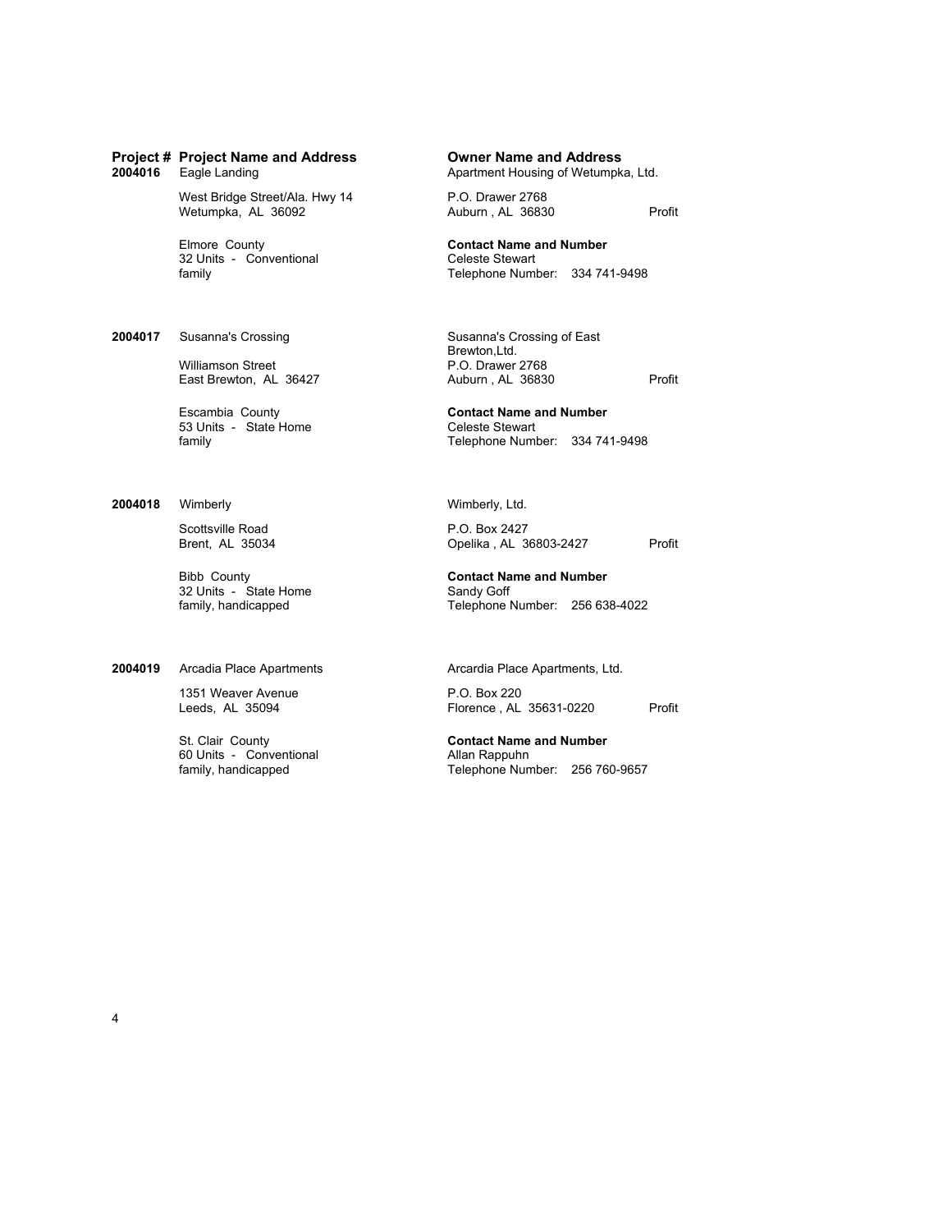| Project # | Project Name and Address | Owner Name and Address | |
|---|---|---|---|
| 2004016 | Eagle Landing<br>West Bridge Street/Ala. Hwy 14<br>Wetumpka, AL 36092<br>Elmore County<br>32 Units - Conventional<br>family | Apartment Housing of Wetumpka, Ltd.<br>P.O. Drawer 2768<br>Auburn , AL 36830<br>**Contact Name and Number**<br>Celeste Stewart<br>Telephone Number: 334 741-9498 | Profit |
| 2004017 | Susanna's Crossing<br>Williamson Street<br>East Brewton, AL 36427<br>Escambia County<br>53 Units - State Home<br>family | Susanna's Crossing of East Brewton,Ltd.<br>P.O. Drawer 2768<br>Auburn , AL 36830<br>**Contact Name and Number**<br>Celeste Stewart<br>Telephone Number: 334 741-9498 | Profit |
| 2004018 | Wimberly<br>Scottsville Road<br>Brent, AL 35034<br>Bibb County<br>32 Units - State Home<br>family, handicapped | Wimberly, Ltd.<br>P.O. Box 2427<br>Opelika , AL 36803-2427<br>**Contact Name and Number**<br>Sandy Goff<br>Telephone Number: 256 638-4022 | Profit |
| 2004019 | Arcadia Place Apartments<br>1351 Weaver Avenue<br>Leeds, AL 35094<br>St. Clair County<br>60 Units - Conventional<br>family, handicapped | Arcardia Place Apartments, Ltd.<br>P.O. Box 220<br>Florence , AL 35631-0220<br>**Contact Name and Number**<br>Allan Rappuhn<br>Telephone Number: 256 760-9657 | Profit |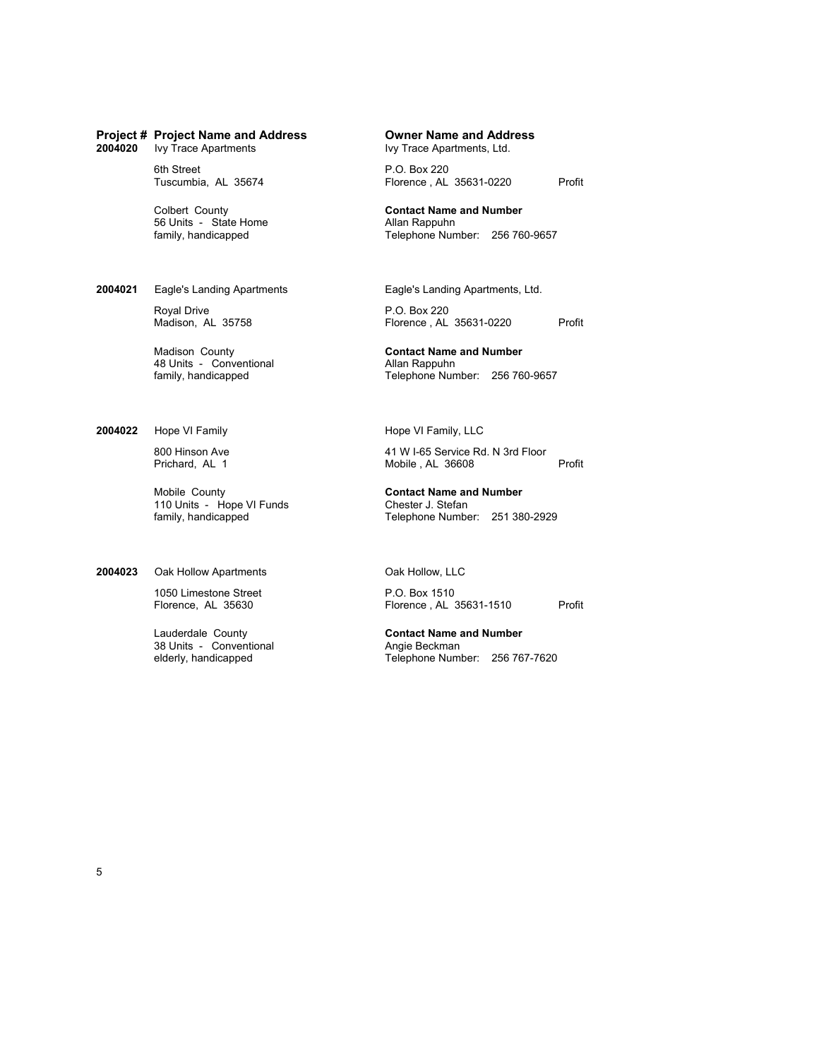| Project # | Project Name and Address | Owner Name and Address | |
|---|---|---|---|
| **2004020** | Ivy Trace Apartments | Ivy Trace Apartments, Ltd. | |
| | 6th Street<br>Tuscumbia, AL 35674 | P.O. Box 220<br>Florence , AL 35631-0220 | Profit |
| | Colbert County<br>56 Units - State Home<br>family, handicapped | **Contact Name and Number**<br>Allan Rappuhn<br>Telephone Number: 256 760-9657 | |
| **2004021** | Eagle's Landing Apartments | Eagle's Landing Apartments, Ltd. | |
| | Royal Drive<br>Madison, AL 35758 | P.O. Box 220<br>Florence , AL 35631-0220 | Profit |
| | Madison County<br>48 Units - Conventional<br>family, handicapped | **Contact Name and Number**<br>Allan Rappuhn<br>Telephone Number: 256 760-9657 | |
| **2004022** | Hope VI Family | Hope VI Family, LLC | |
| | 800 Hinson Ave<br>Prichard, AL 1 | 41 W I-65 Service Rd. N 3rd Floor<br>Mobile , AL 36608 | Profit |
| | Mobile County<br>110 Units - Hope VI Funds<br>family, handicapped | **Contact Name and Number**<br>Chester J. Stefan<br>Telephone Number: 251 380-2929 | |
| **2004023** | Oak Hollow Apartments | Oak Hollow, LLC | |
| | 1050 Limestone Street<br>Florence, AL 35630 | P.O. Box 1510<br>Florence , AL 35631-1510 | Profit |
| | Lauderdale County<br>38 Units - Conventional<br>elderly, handicapped | **Contact Name and Number**<br>Angie Beckman<br>Telephone Number: 256 767-7620 | |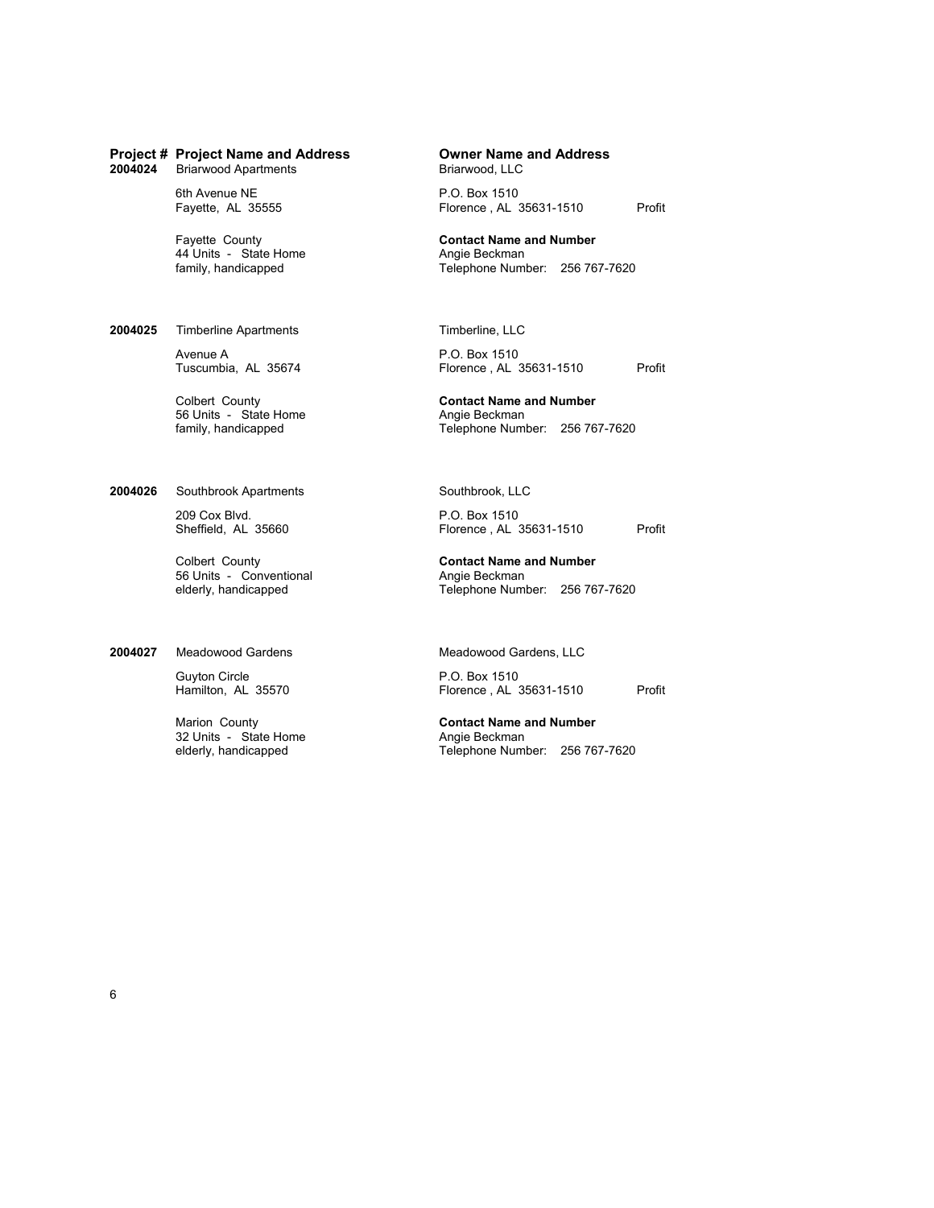| Project # | Project Name and Address | Owner Name and Address | |
|---|---|---|---|
| **2004024** | Briarwood Apartments | Briarwood, LLC | |
| | 6th Avenue NE<br>Fayette, AL 35555 | P.O. Box 1510<br>Florence , AL 35631-1510 | Profit |
| | Fayette County<br>44 Units - State Home<br>family, handicapped | **Contact Name and Number**<br>Angie Beckman<br>Telephone Number: 256 767-7620 | |
| **2004025** | Timberline Apartments | Timberline, LLC | |
| | Avenue A<br>Tuscumbia, AL 35674 | P.O. Box 1510<br>Florence , AL 35631-1510 | Profit |
| | Colbert County<br>56 Units - State Home<br>family, handicapped | **Contact Name and Number**<br>Angie Beckman<br>Telephone Number: 256 767-7620 | |
| **2004026** | Southbrook Apartments | Southbrook, LLC | |
| | 209 Cox Blvd.<br>Sheffield, AL 35660 | P.O. Box 1510<br>Florence , AL 35631-1510 | Profit |
| | Colbert County<br>56 Units - Conventional<br>elderly, handicapped | **Contact Name and Number**<br>Angie Beckman<br>Telephone Number: 256 767-7620 | |
| **2004027** | Meadowood Gardens | Meadowood Gardens, LLC | |
| | Guyton Circle<br>Hamilton, AL 35570 | P.O. Box 1510<br>Florence , AL 35631-1510 | Profit |
| | Marion County<br>32 Units - State Home<br>elderly, handicapped | **Contact Name and Number**<br>Angie Beckman<br>Telephone Number: 256 767-7620 | |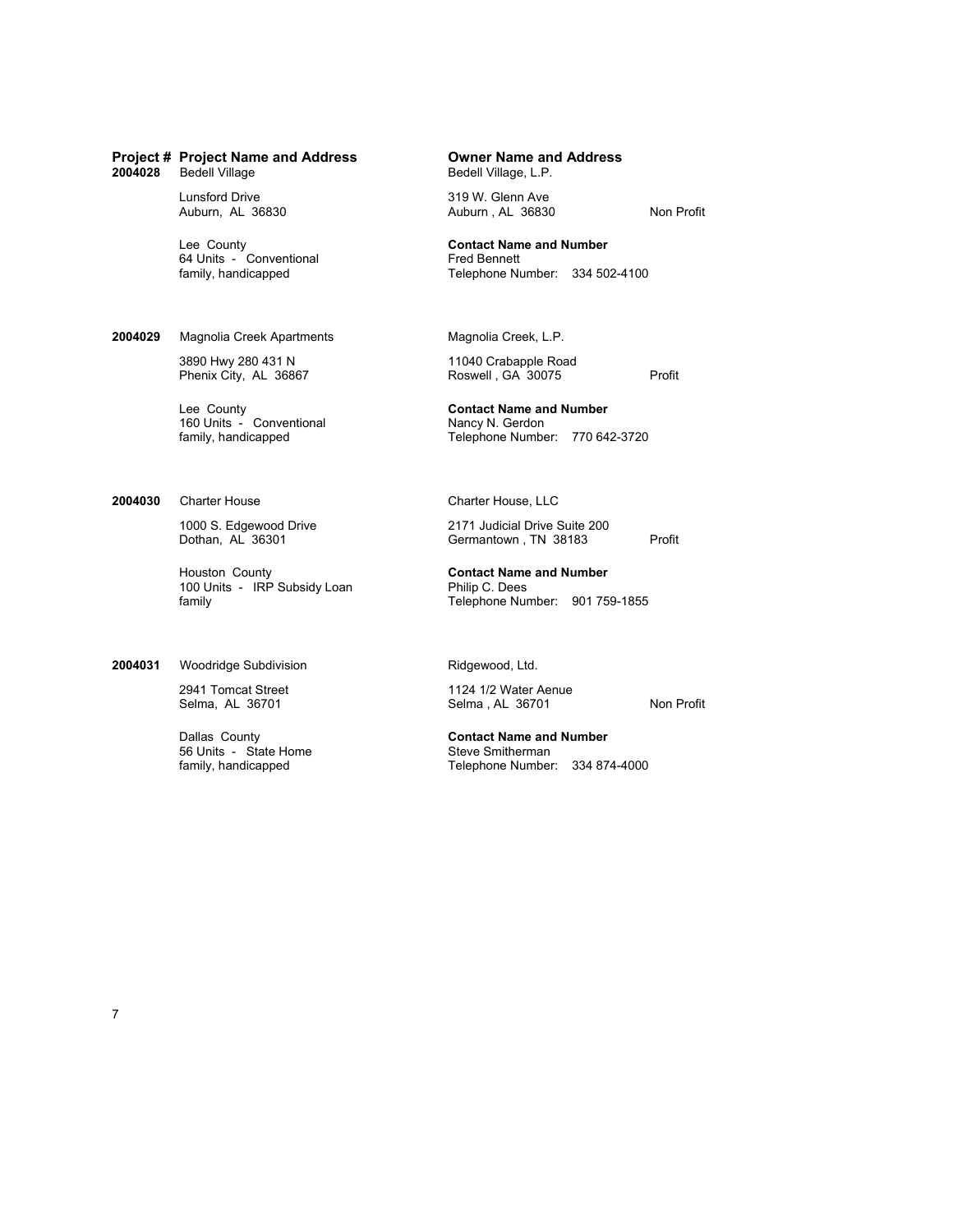| Project # | Project Name and Address | Owner Name and Address | |
|---|---|---|---|
| 2004028 | Bedell Village<br>Lunsford Drive<br>Auburn, AL 36830<br><br>Lee County<br>64 Units - Conventional<br>family, handicapped | Bedell Village, L.P.<br>319 W. Glenn Ave<br>Auburn , AL 36830<br><br>**Contact Name and Number**<br>Fred Bennett<br>Telephone Number: 334 502-4100 | Non Profit |
| 2004029 | Magnolia Creek Apartments<br>3890 Hwy 280 431 N<br>Phenix City, AL 36867<br><br>Lee County<br>160 Units - Conventional<br>family, handicapped | Magnolia Creek, L.P.<br>11040 Crabapple Road<br>Roswell , GA 30075<br><br>**Contact Name and Number**<br>Nancy N. Gerdon<br>Telephone Number: 770 642-3720 | Profit |
| 2004030 | Charter House<br>1000 S. Edgewood Drive<br>Dothan, AL 36301<br><br>Houston County<br>100 Units - IRP Subsidy Loan<br>family | Charter House, LLC<br>2171 Judicial Drive Suite 200<br>Germantown , TN 38183<br><br>**Contact Name and Number**<br>Philip C. Dees<br>Telephone Number: 901 759-1855 | Profit |
| 2004031 | Woodridge Subdivision<br>2941 Tomcat Street<br>Selma, AL 36701<br><br>Dallas County<br>56 Units - State Home<br>family, handicapped | Ridgewood, Ltd.<br>1124 1/2 Water Aenue<br>Selma , AL 36701<br><br>**Contact Name and Number**<br>Steve Smitherman<br>Telephone Number: 334 874-4000 | Non Profit |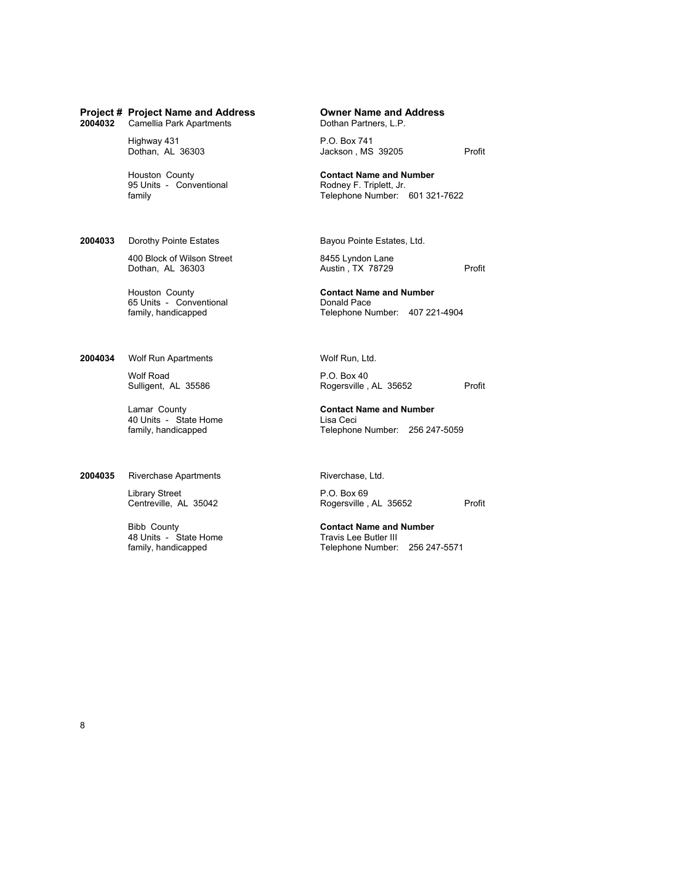| Project # | Project Name and Address | Owner Name and Address | |
|---|---|---|---|
| 2004032 | Camellia Park Apartments<br>Highway 431<br>Dothan, AL 36303<br><br>Houston County<br>95 Units - Conventional<br>family | Dothan Partners, L.P.<br>P.O. Box 741<br>Jackson , MS 39205<br><br>**Contact Name and Number**<br>Rodney F. Triplett, Jr.<br>Telephone Number: 601 321-7622 | Profit |
| 2004033 | Dorothy Pointe Estates<br>400 Block of Wilson Street<br>Dothan, AL 36303<br><br>Houston County<br>65 Units - Conventional<br>family, handicapped | Bayou Pointe Estates, Ltd.<br>8455 Lyndon Lane<br>Austin , TX 78729<br><br>**Contact Name and Number**<br>Donald Pace<br>Telephone Number: 407 221-4904 | Profit |
| 2004034 | Wolf Run Apartments<br>Wolf Road<br>Sulligent, AL 35586<br><br>Lamar County<br>40 Units - State Home<br>family, handicapped | Wolf Run, Ltd.<br>P.O. Box 40<br>Rogersville , AL 35652<br><br>**Contact Name and Number**<br>Lisa Ceci<br>Telephone Number: 256 247-5059 | Profit |
| 2004035 | Riverchase Apartments<br>Library Street<br>Centreville, AL 35042<br><br>Bibb County<br>48 Units - State Home<br>family, handicapped | Riverchase, Ltd.<br>P.O. Box 69<br>Rogersville , AL 35652<br><br>**Contact Name and Number**<br>Travis Lee Butler III<br>Telephone Number: 256 247-5571 | Profit |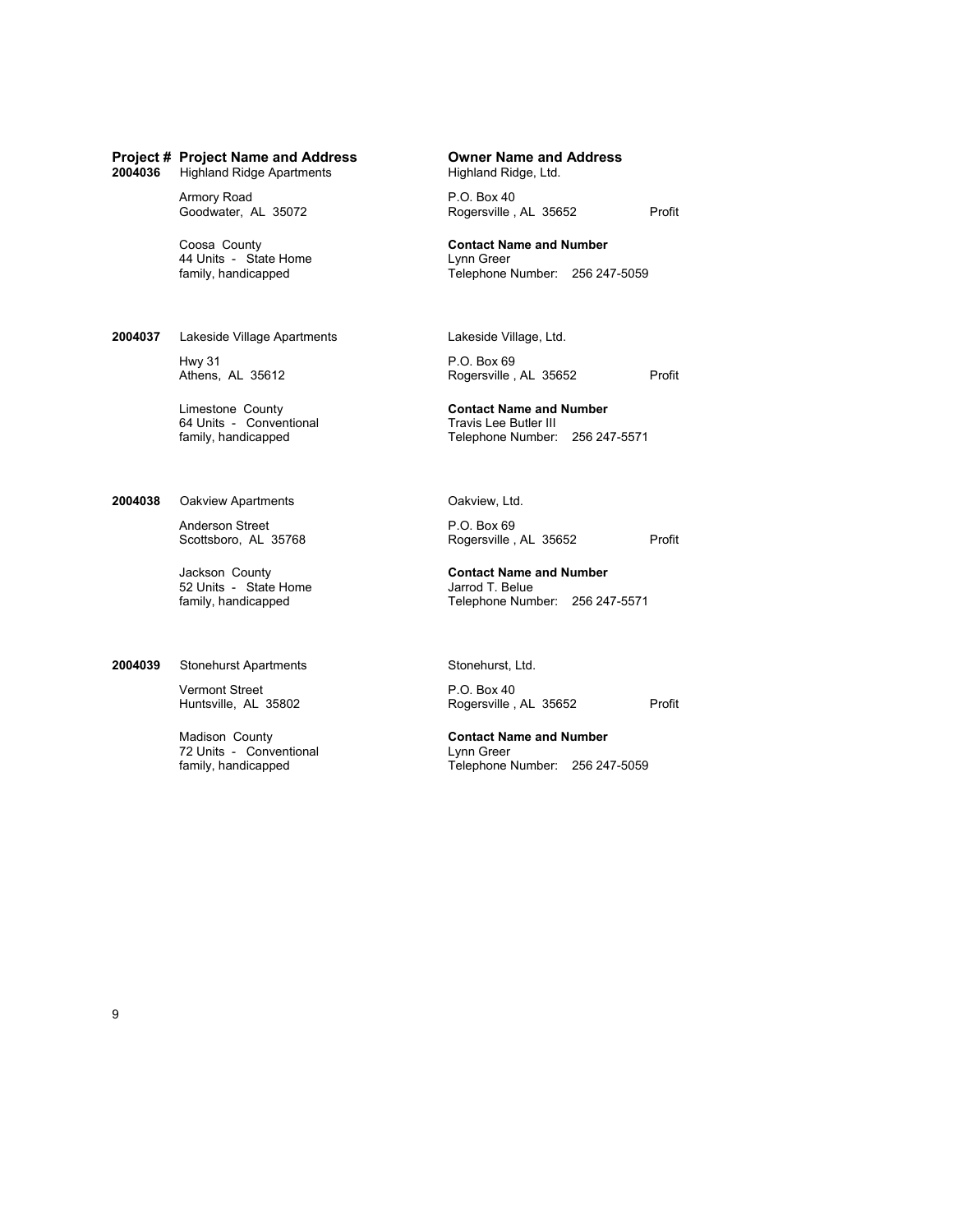| Project # | Project Name and Address | Owner Name and Address | |
|---|---|---|---|
| 2004036 | Highland Ridge Apartments<br>Armory Road<br>Goodwater, AL 35072<br><br>Coosa County<br>44 Units - State Home<br>family, handicapped | Highland Ridge, Ltd.<br>P.O. Box 40<br>Rogersville , AL 35652<br><br>**Contact Name and Number**<br>Lynn Greer<br>Telephone Number: 256 247-5059 | Profit |
| 2004037 | Lakeside Village Apartments<br>Hwy 31<br>Athens, AL 35612<br><br>Limestone County<br>64 Units - Conventional<br>family, handicapped | Lakeside Village, Ltd.<br>P.O. Box 69<br>Rogersville , AL 35652<br><br>**Contact Name and Number**<br>Travis Lee Butler III<br>Telephone Number: 256 247-5571 | Profit |
| 2004038 | Oakview Apartments<br>Anderson Street<br>Scottsboro, AL 35768<br><br>Jackson County<br>52 Units - State Home<br>family, handicapped | Oakview, Ltd.<br>P.O. Box 69<br>Rogersville , AL 35652<br><br>**Contact Name and Number**<br>Jarrod T. Belue<br>Telephone Number: 256 247-5571 | Profit |
| 2004039 | Stonehurst Apartments<br>Vermont Street<br>Huntsville, AL 35802<br><br>Madison County<br>72 Units - Conventional<br>family, handicapped | Stonehurst, Ltd.<br>P.O. Box 40<br>Rogersville , AL 35652<br><br>**Contact Name and Number**<br>Lynn Greer<br>Telephone Number: 256 247-5059 | Profit |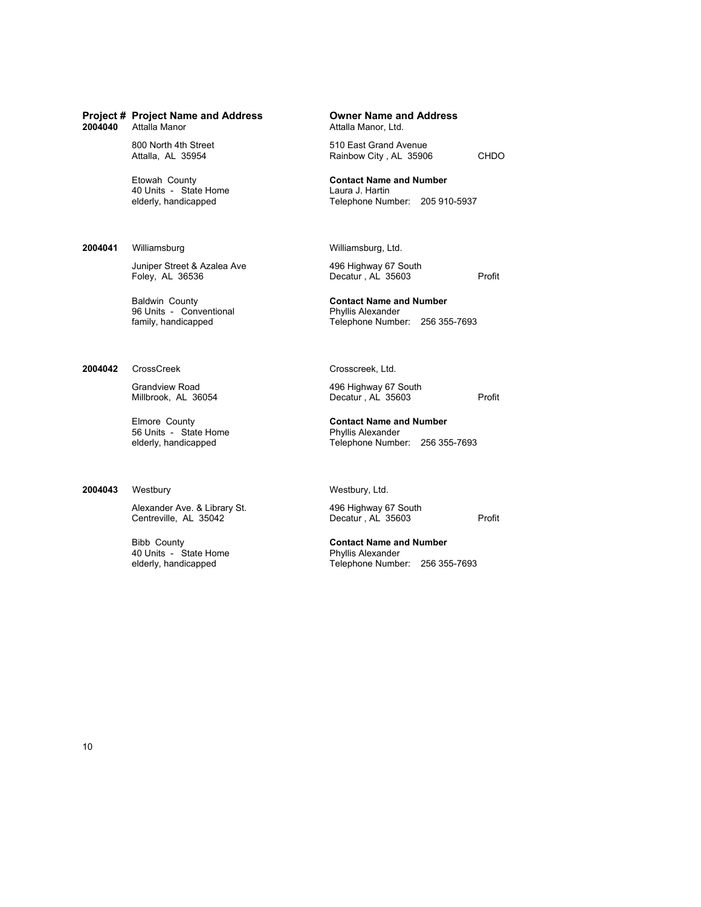| Project # | Project Name and Address | Owner Name and Address | |
|---|---|---|---|
| **2004040** | Attalla Manor<br><br>800 North 4th Street<br>Attalla, AL 35954<br><br>Etowah County<br>40 Units - State Home<br>elderly, handicapped | Attalla Manor, Ltd.<br><br>510 East Grand Avenue<br>Rainbow City , AL 35906<br><br>**Contact Name and Number**<br>Laura J. Hartin<br>Telephone Number: 205 910-5937 | CHDO |
| **2004041** | Williamsburg<br><br>Juniper Street & Azalea Ave<br>Foley, AL 36536<br><br>Baldwin County<br>96 Units - Conventional<br>family, handicapped | Williamsburg, Ltd.<br><br>496 Highway 67 South<br>Decatur , AL 35603<br><br>**Contact Name and Number**<br>Phyllis Alexander<br>Telephone Number: 256 355-7693 | Profit |
| **2004042** | CrossCreek<br><br>Grandview Road<br>Millbrook, AL 36054<br><br>Elmore County<br>56 Units - State Home<br>elderly, handicapped | Crosscreek, Ltd.<br><br>496 Highway 67 South<br>Decatur , AL 35603<br><br>**Contact Name and Number**<br>Phyllis Alexander<br>Telephone Number: 256 355-7693 | Profit |
| **2004043** | Westbury<br><br>Alexander Ave. & Library St.<br>Centreville, AL 35042<br><br>Bibb County<br>40 Units - State Home<br>elderly, handicapped | Westbury, Ltd.<br><br>496 Highway 67 South<br>Decatur , AL 35603<br><br>**Contact Name and Number**<br>Phyllis Alexander<br>Telephone Number: 256 355-7693 | Profit |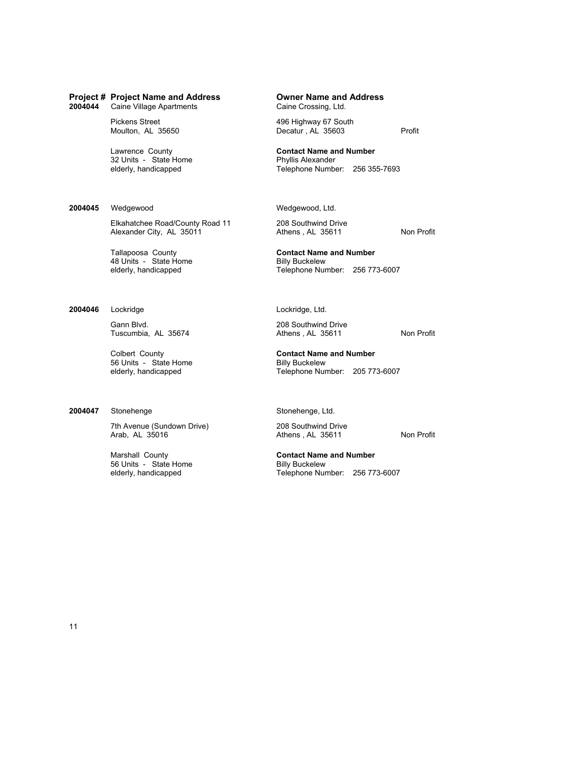| Project # | Project Name and Address | Owner Name and Address | |
|---|---|---|---|
| **2004044** | Caine Village Apartments<br><br>Pickens Street<br>Moulton, AL 35650<br><br>Lawrence County<br>32 Units - State Home<br>elderly, handicapped | Caine Crossing, Ltd.<br><br>496 Highway 67 South<br>Decatur , AL 35603<br><br>**Contact Name and Number**<br>Phyllis Alexander<br>Telephone Number: 256 355-7693 | Profit |
| **2004045** | Wedgewood<br><br>Elkahatchee Road/County Road 11<br>Alexander City, AL 35011<br><br>Tallapoosa County<br>48 Units - State Home<br>elderly, handicapped | Wedgewood, Ltd.<br><br>208 Southwind Drive<br>Athens , AL 35611<br><br>**Contact Name and Number**<br>Billy Buckelew<br>Telephone Number: 256 773-6007 | Non Profit |
| **2004046** | Lockridge<br><br>Gann Blvd.<br>Tuscumbia, AL 35674<br><br>Colbert County<br>56 Units - State Home<br>elderly, handicapped | Lockridge, Ltd.<br><br>208 Southwind Drive<br>Athens , AL 35611<br><br>**Contact Name and Number**<br>Billy Buckelew<br>Telephone Number: 205 773-6007 | Non Profit |
| **2004047** | Stonehenge<br><br>7th Avenue (Sundown Drive)<br>Arab, AL 35016<br><br>Marshall County<br>56 Units - State Home<br>elderly, handicapped | Stonehenge, Ltd.<br><br>208 Southwind Drive<br>Athens , AL 35611<br><br>**Contact Name and Number**<br>Billy Buckelew<br>Telephone Number: 256 773-6007 | Non Profit |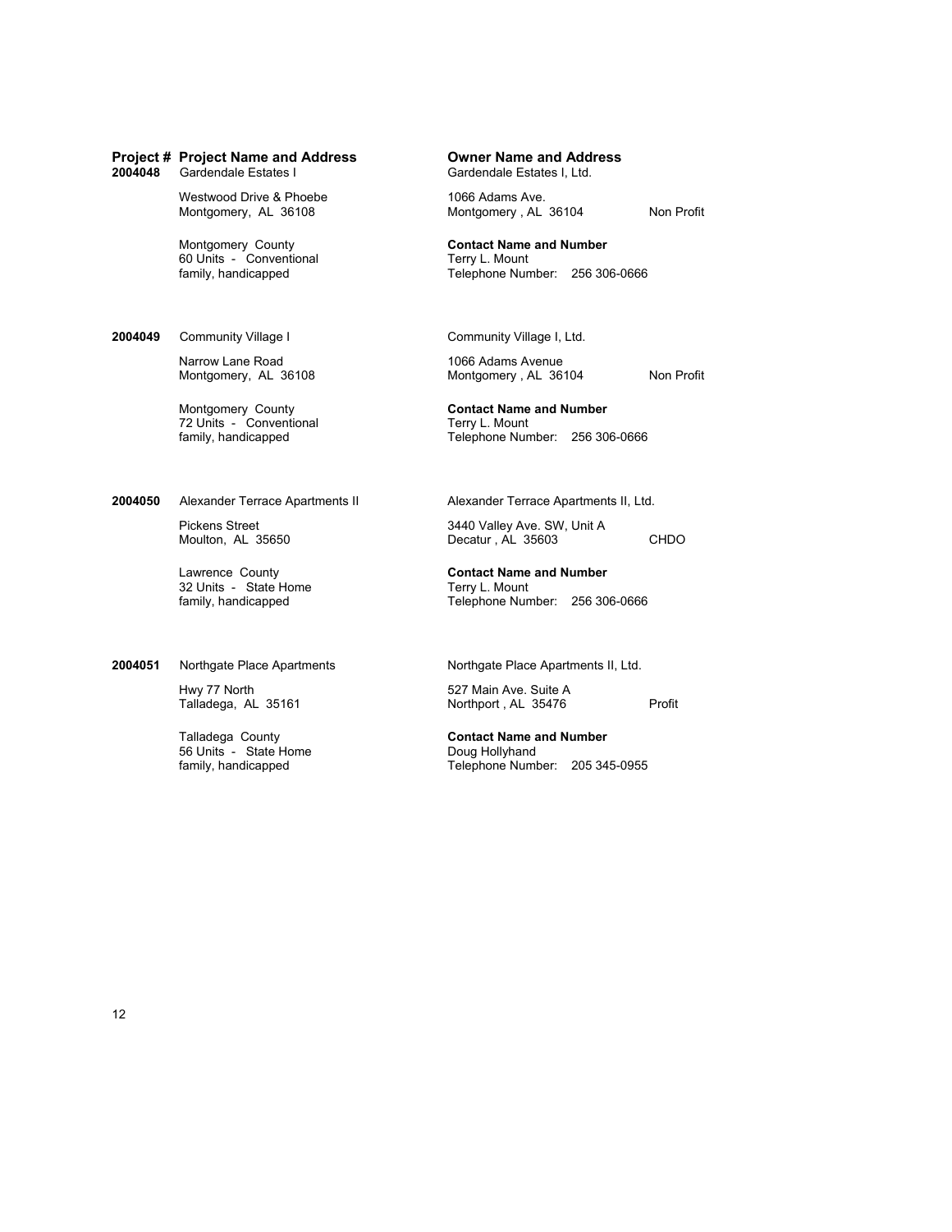| Project # | Project Name and Address | Owner Name and Address | |
|---|---|---|---|
| **2004048** | Gardendale Estates I | Gardendale Estates I, Ltd. | |
| | Westwood Drive & Phoebe<br>Montgomery, AL 36108 | 1066 Adams Ave.<br>Montgomery , AL 36104 | Non Profit |
| | Montgomery County<br>60 Units - Conventional<br>family, handicapped | **Contact Name and Number**<br>Terry L. Mount<br>Telephone Number: 256 306-0666 | |
| **2004049** | Community Village I | Community Village I, Ltd. | |
| | Narrow Lane Road<br>Montgomery, AL 36108 | 1066 Adams Avenue<br>Montgomery , AL 36104 | Non Profit |
| | Montgomery County<br>72 Units - Conventional<br>family, handicapped | **Contact Name and Number**<br>Terry L. Mount<br>Telephone Number: 256 306-0666 | |
| **2004050** | Alexander Terrace Apartments II | Alexander Terrace Apartments II, Ltd. | |
| | Pickens Street<br>Moulton, AL 35650 | 3440 Valley Ave. SW, Unit A<br>Decatur , AL 35603 | CHDO |
| | Lawrence County<br>32 Units - State Home<br>family, handicapped | **Contact Name and Number**<br>Terry L. Mount<br>Telephone Number: 256 306-0666 | |
| **2004051** | Northgate Place Apartments | Northgate Place Apartments II, Ltd. | |
| | Hwy 77 North<br>Talladega, AL 35161 | 527 Main Ave. Suite A<br>Northport , AL 35476 | Profit |
| | Talladega County<br>56 Units - State Home<br>family, handicapped | **Contact Name and Number**<br>Doug Hollyhand<br>Telephone Number: 205 345-0955 | |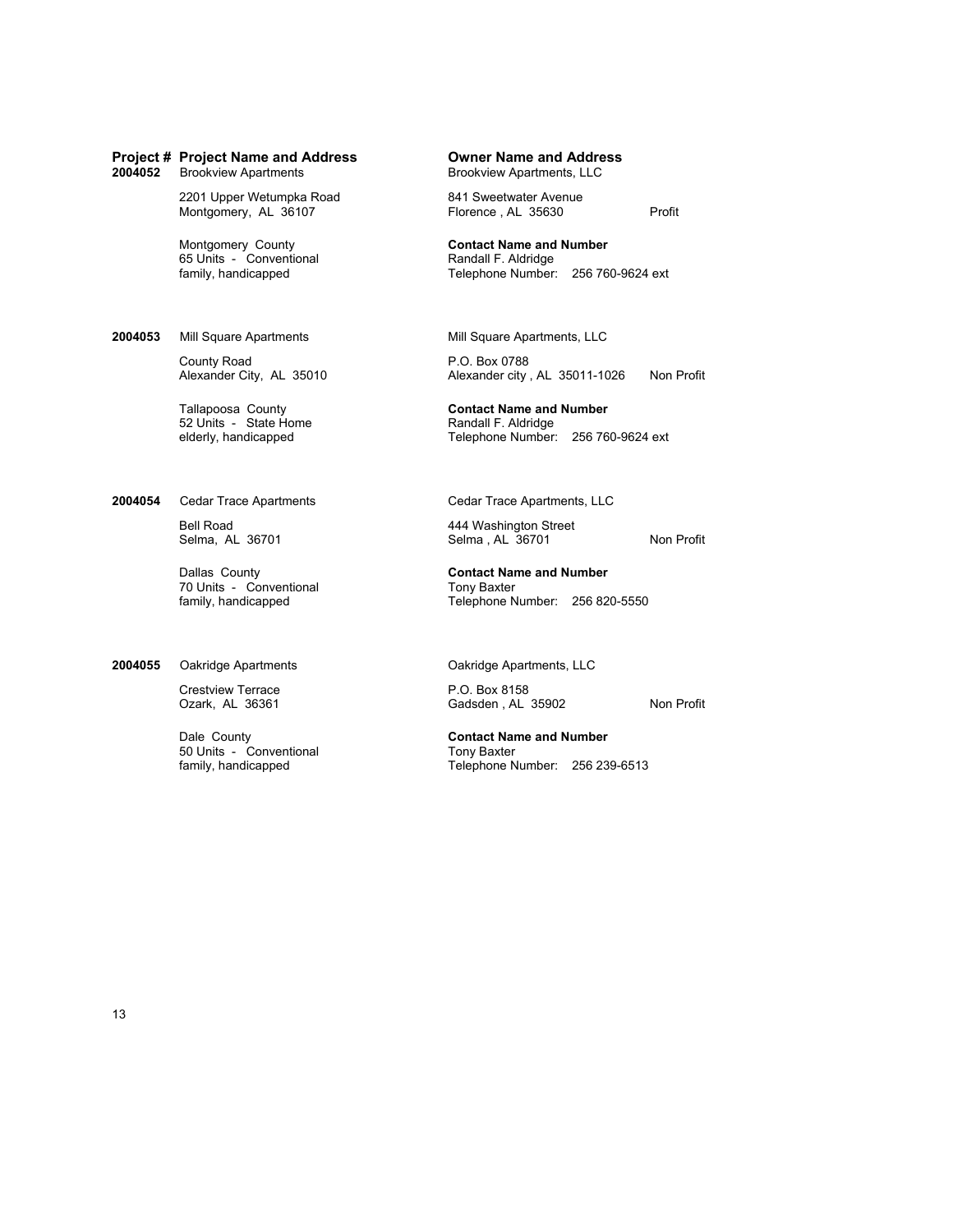| Project # | Project Name and Address | Owner Name and Address | |
|---|---|---|---|
| 2004052 | Brookview Apartments | Brookview Apartments, LLC | |
| | 2201 Upper Wetumpka Road<br>Montgomery, AL 36107 | 841 Sweetwater Avenue<br>Florence , AL 35630 | Profit |
| | Montgomery County<br>65 Units - Conventional<br>family, handicapped | **Contact Name and Number**<br>Randall F. Aldridge<br>Telephone Number: 256 760-9624 ext | |
| 2004053 | Mill Square Apartments | Mill Square Apartments, LLC | |
| | County Road<br>Alexander City, AL 35010 | P.O. Box 0788<br>Alexander city , AL 35011-1026 | Non Profit |
| | Tallapoosa County<br>52 Units - State Home<br>elderly, handicapped | **Contact Name and Number**<br>Randall F. Aldridge<br>Telephone Number: 256 760-9624 ext | |
| 2004054 | Cedar Trace Apartments | Cedar Trace Apartments, LLC | |
| | Bell Road<br>Selma, AL 36701 | 444 Washington Street<br>Selma , AL 36701 | Non Profit |
| | Dallas County<br>70 Units - Conventional<br>family, handicapped | **Contact Name and Number**<br>Tony Baxter<br>Telephone Number: 256 820-5550 | |
| 2004055 | Oakridge Apartments | Oakridge Apartments, LLC | |
| | Crestview Terrace<br>Ozark, AL 36361 | P.O. Box 8158<br>Gadsden , AL 35902 | Non Profit |
| | Dale County<br>50 Units - Conventional<br>family, handicapped | **Contact Name and Number**<br>Tony Baxter<br>Telephone Number: 256 239-6513 | |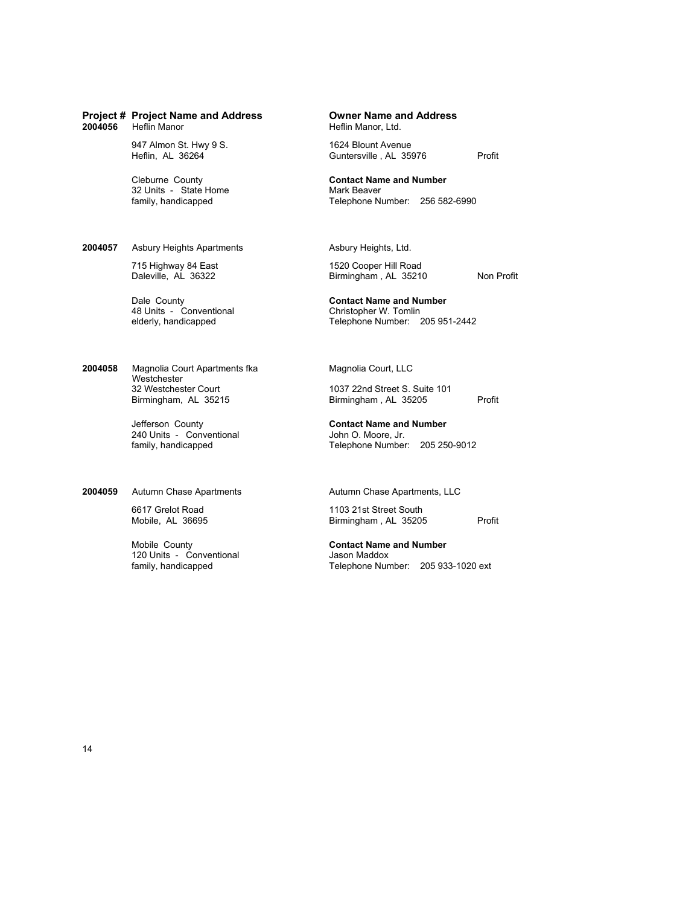| Project # | Project Name and Address | Owner Name and Address | |
|---|---|---|---|
| **2004056** | Heflin Manor | Heflin Manor, Ltd. | |
| | 947 Almon St. Hwy 9 S.<br>Heflin, AL 36264 | 1624 Blount Avenue<br>Guntersville , AL 35976 | Profit |
| | Cleburne County<br>32 Units - State Home<br>family, handicapped | **Contact Name and Number**<br>Mark Beaver<br>Telephone Number: 256 582-6990 | |
| **2004057** | Asbury Heights Apartments | Asbury Heights, Ltd. | |
| | 715 Highway 84 East<br>Daleville, AL 36322 | 1520 Cooper Hill Road<br>Birmingham , AL 35210 | Non Profit |
| | Dale County<br>48 Units - Conventional<br>elderly, handicapped | **Contact Name and Number**<br>Christopher W. Tomlin<br>Telephone Number: 205 951-2442 | |
| **2004058** | Magnolia Court Apartments fka Westchester | Magnolia Court, LLC | |
| | 32 Westchester Court<br>Birmingham, AL 35215 | 1037 22nd Street S. Suite 101<br>Birmingham , AL 35205 | Profit |
| | Jefferson County<br>240 Units - Conventional<br>family, handicapped | **Contact Name and Number**<br>John O. Moore, Jr.<br>Telephone Number: 205 250-9012 | |
| **2004059** | Autumn Chase Apartments | Autumn Chase Apartments, LLC | |
| | 6617 Grelot Road<br>Mobile, AL 36695 | 1103 21st Street South<br>Birmingham , AL 35205 | Profit |
| | Mobile County<br>120 Units - Conventional<br>family, handicapped | **Contact Name and Number**<br>Jason Maddox<br>Telephone Number: 205 933-1020 ext | |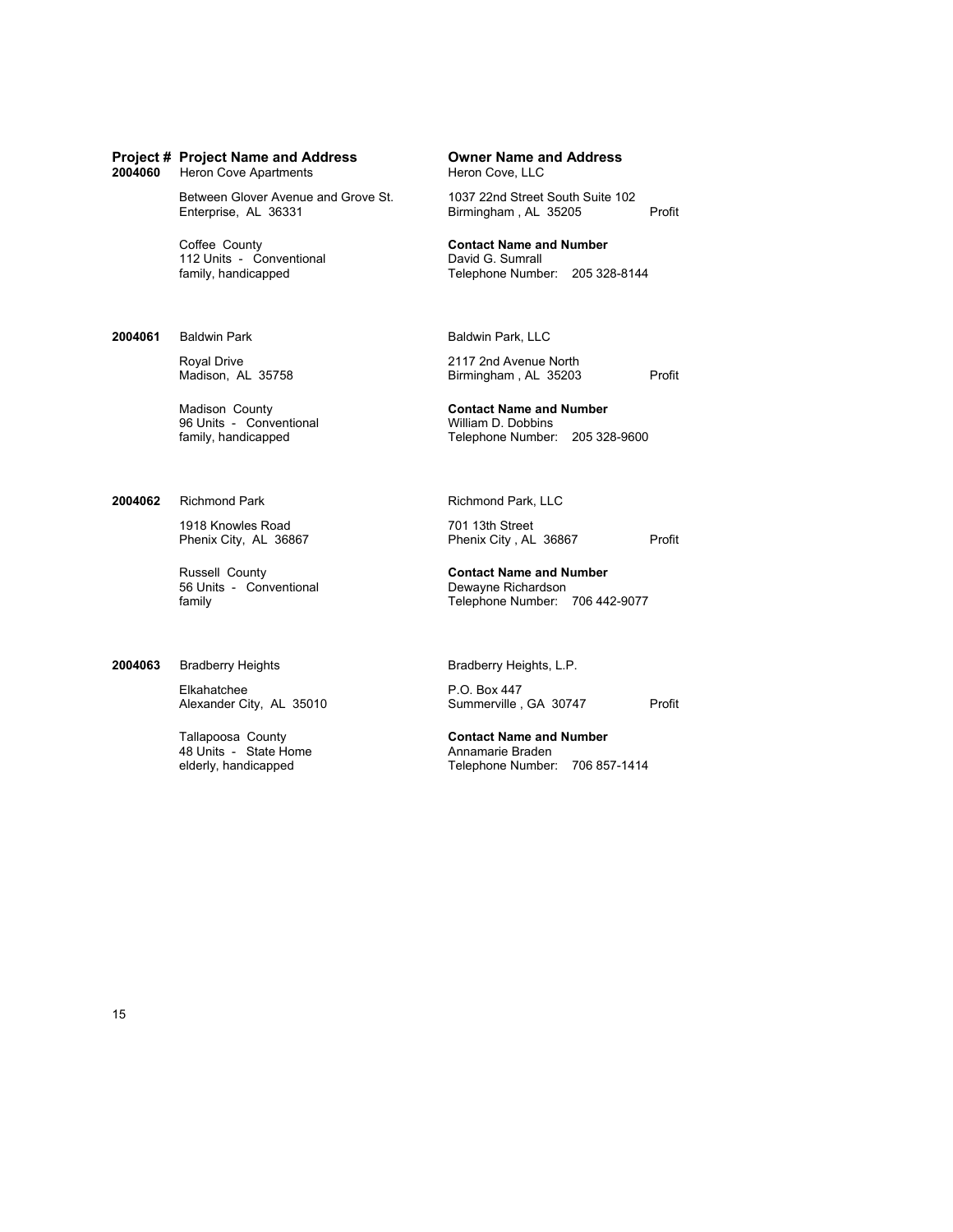| Project # | Project Name and Address | Owner Name and Address | |
|---|---|---|---|
| 2004060 | Heron Cove Apartments | Heron Cove, LLC | |
| | Between Glover Avenue and Grove St.<br>Enterprise, AL 36331 | 1037 22nd Street South Suite 102<br>Birmingham , AL 35205 | Profit |
| | Coffee County<br>112 Units - Conventional<br>family, handicapped | **Contact Name and Number**<br>David G. Sumrall<br>Telephone Number: 205 328-8144 | |
| 2004061 | Baldwin Park | Baldwin Park, LLC | |
| | Royal Drive<br>Madison, AL 35758 | 2117 2nd Avenue North<br>Birmingham , AL 35203 | Profit |
| | Madison County<br>96 Units - Conventional<br>family, handicapped | **Contact Name and Number**<br>William D. Dobbins<br>Telephone Number: 205 328-9600 | |
| 2004062 | Richmond Park | Richmond Park, LLC | |
| | 1918 Knowles Road<br>Phenix City, AL 36867 | 701 13th Street<br>Phenix City , AL 36867 | Profit |
| | Russell County<br>56 Units - Conventional<br>family | **Contact Name and Number**<br>Dewayne Richardson<br>Telephone Number: 706 442-9077 | |
| 2004063 | Bradberry Heights | Bradberry Heights, L.P. | |
| | Elkahatchee<br>Alexander City, AL 35010 | P.O. Box 447<br>Summerville , GA 30747 | Profit |
| | Tallapoosa County<br>48 Units - State Home<br>elderly, handicapped | **Contact Name and Number**<br>Annamarie Braden<br>Telephone Number: 706 857-1414 | |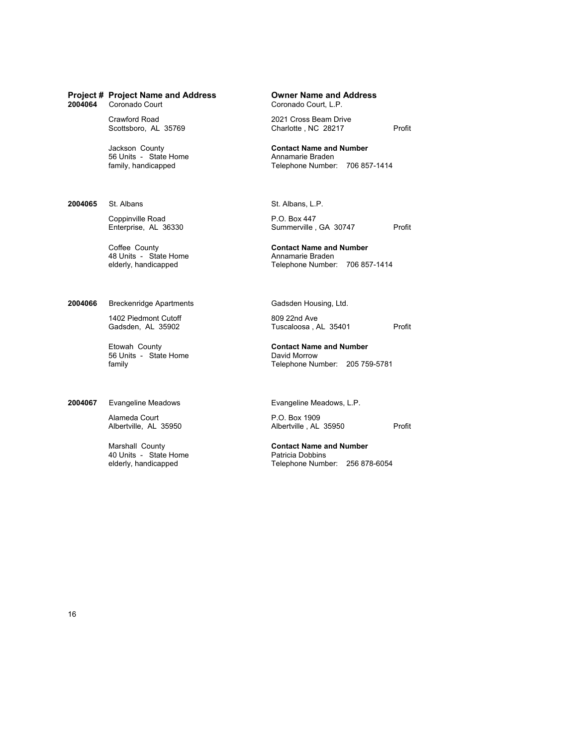| Project # | Project Name and Address | Owner Name and Address | |
|---|---|---|---|
| 2004064 | Coronado Court<br><br>Crawford Road<br>Scottsboro, AL 35769<br><br>Jackson County<br>56 Units - State Home<br>family, handicapped | Coronado Court, L.P.<br><br>2021 Cross Beam Drive<br>Charlotte , NC 28217<br><br>**Contact Name and Number**<br>Annamarie Braden<br>Telephone Number: 706 857-1414 | Profit |
| 2004065 | St. Albans<br><br>Coppinville Road<br>Enterprise, AL 36330<br><br>Coffee County<br>48 Units - State Home<br>elderly, handicapped | St. Albans, L.P.<br><br>P.O. Box 447<br>Summerville , GA 30747<br><br>**Contact Name and Number**<br>Annamarie Braden<br>Telephone Number: 706 857-1414 | Profit |
| 2004066 | Breckenridge Apartments<br><br>1402 Piedmont Cutoff<br>Gadsden, AL 35902<br><br>Etowah County<br>56 Units - State Home<br>family | Gadsden Housing, Ltd.<br><br>809 22nd Ave<br>Tuscaloosa , AL 35401<br><br>**Contact Name and Number**<br>David Morrow<br>Telephone Number: 205 759-5781 | Profit |
| 2004067 | Evangeline Meadows<br><br>Alameda Court<br>Albertville, AL 35950<br><br>Marshall County<br>40 Units - State Home<br>elderly, handicapped | Evangeline Meadows, L.P.<br><br>P.O. Box 1909<br>Albertville , AL 35950<br><br>**Contact Name and Number**<br>Patricia Dobbins<br>Telephone Number: 256 878-6054 | Profit |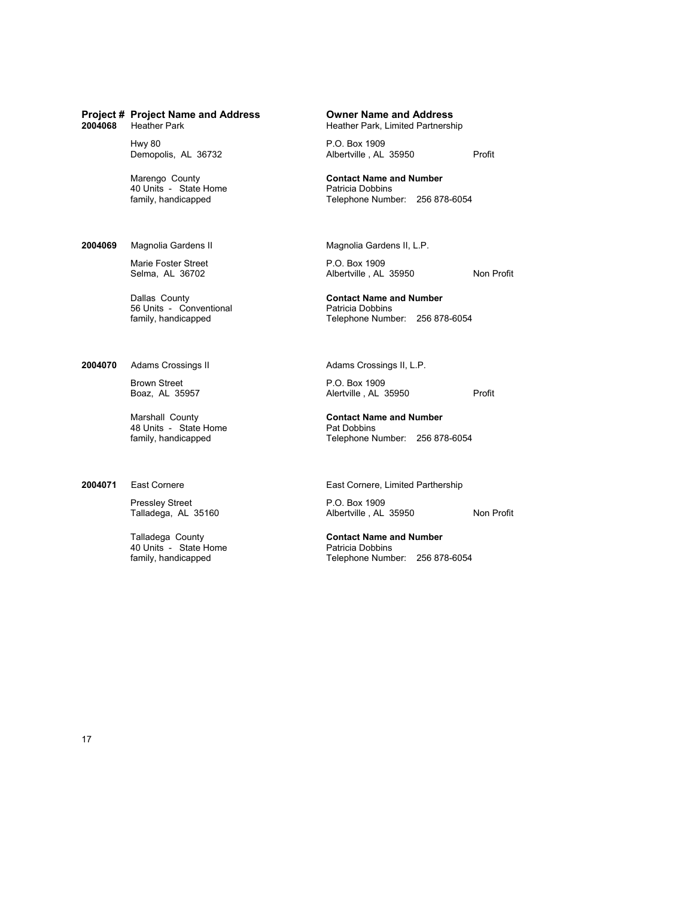| Project # | Project Name and Address | Owner Name and Address | |
|---|---|---|---|
| **2004068** | Heather Park<br><br>Hwy 80<br>Demopolis, AL 36732<br><br>Marengo County<br>40 Units - State Home<br>family, handicapped | Heather Park, Limited Partnership<br><br>P.O. Box 1909<br>Albertville , AL 35950<br><br>**Contact Name and Number**<br>Patricia Dobbins<br>Telephone Number: 256 878-6054 | Profit |
| **2004069** | Magnolia Gardens II<br><br>Marie Foster Street<br>Selma, AL 36702<br><br>Dallas County<br>56 Units - Conventional<br>family, handicapped | Magnolia Gardens II, L.P.<br><br>P.O. Box 1909<br>Albertville , AL 35950<br><br>**Contact Name and Number**<br>Patricia Dobbins<br>Telephone Number: 256 878-6054 | Non Profit |
| **2004070** | Adams Crossings II<br><br>Brown Street<br>Boaz, AL 35957<br><br>Marshall County<br>48 Units - State Home<br>family, handicapped | Adams Crossings II, L.P.<br><br>P.O. Box 1909<br>Alertville , AL 35950<br><br>**Contact Name and Number**<br>Pat Dobbins<br>Telephone Number: 256 878-6054 | Profit |
| **2004071** | East Cornere<br><br>Pressley Street<br>Talladega, AL 35160<br><br>Talladega County<br>40 Units - State Home<br>family, handicapped | East Cornere, Limited Parthership<br><br>P.O. Box 1909<br>Albertville , AL 35950<br><br>**Contact Name and Number**<br>Patricia Dobbins<br>Telephone Number: 256 878-6054 | Non Profit |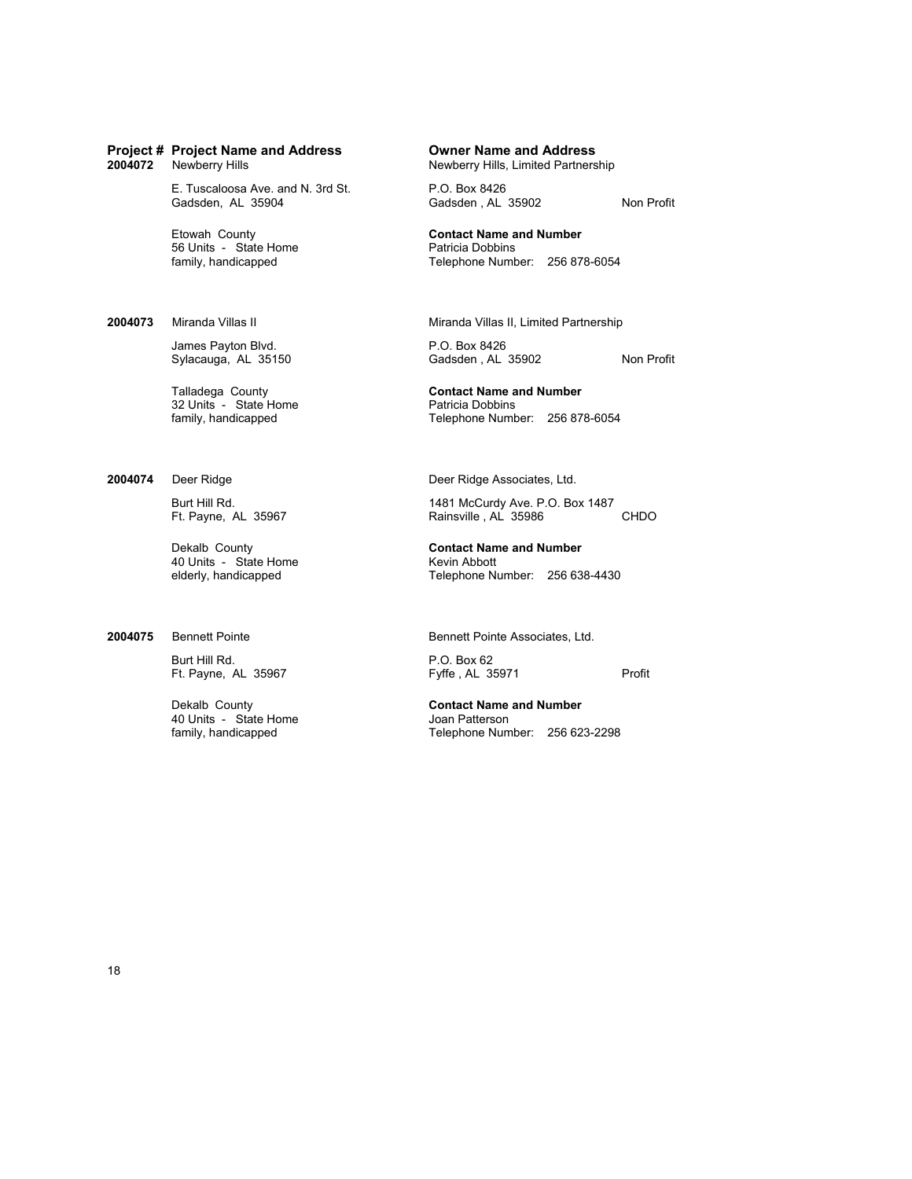| Project # | Project Name and Address | Owner Name and Address | |
|---|---|---|---|
| 2004072 | Newberry Hills | Newberry Hills, Limited Partnership | |
| | E. Tuscaloosa Ave. and N. 3rd St.<br>Gadsden, AL 35904 | P.O. Box 8426<br>Gadsden , AL 35902 | Non Profit |
| | Etowah County<br>56 Units - State Home<br>family, handicapped | **Contact Name and Number**<br>Patricia Dobbins<br>Telephone Number: 256 878-6054 | |
| 2004073 | Miranda Villas II | Miranda Villas II, Limited Partnership | |
| | James Payton Blvd.<br>Sylacauga, AL 35150 | P.O. Box 8426<br>Gadsden , AL 35902 | Non Profit |
| | Talladega County<br>32 Units - State Home<br>family, handicapped | **Contact Name and Number**<br>Patricia Dobbins<br>Telephone Number: 256 878-6054 | |
| 2004074 | Deer Ridge | Deer Ridge Associates, Ltd. | |
| | Burt Hill Rd.<br>Ft. Payne, AL 35967 | 1481 McCurdy Ave. P.O. Box 1487<br>Rainsville , AL 35986 | CHDO |
| | Dekalb County<br>40 Units - State Home<br>elderly, handicapped | **Contact Name and Number**<br>Kevin Abbott<br>Telephone Number: 256 638-4430 | |
| 2004075 | Bennett Pointe | Bennett Pointe Associates, Ltd. | |
| | Burt Hill Rd.<br>Ft. Payne, AL 35967 | P.O. Box 62<br>Fyffe , AL 35971 | Profit |
| | Dekalb County<br>40 Units - State Home<br>family, handicapped | **Contact Name and Number**<br>Joan Patterson<br>Telephone Number: 256 623-2298 | |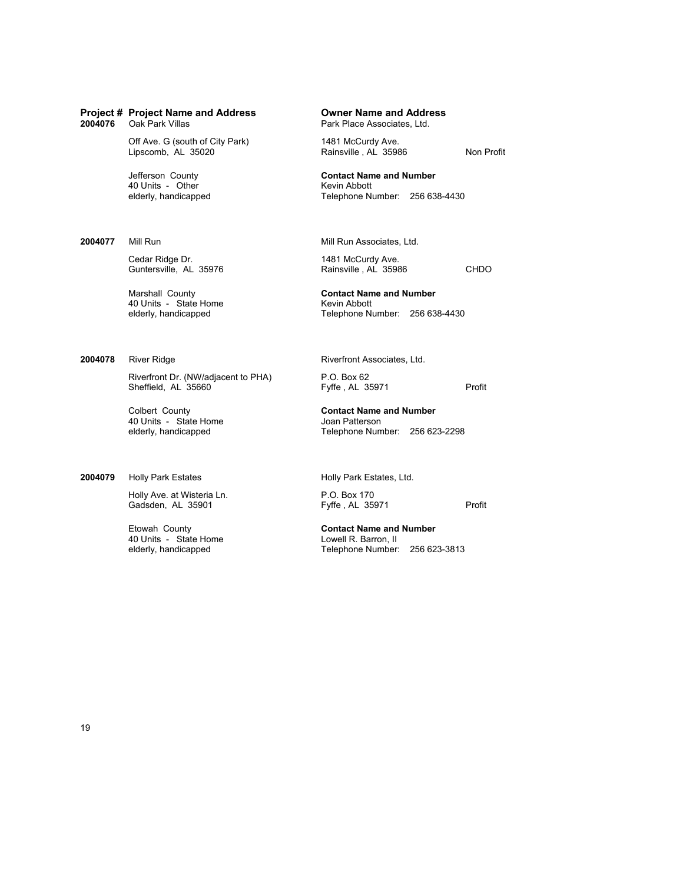| Project # | Project Name and Address | Owner Name and Address | |
|---|---|---|---|
| **2004076** | Oak Park Villas | Park Place Associates, Ltd. | |
| | Off Ave. G (south of City Park)<br>Lipscomb, AL 35020 | 1481 McCurdy Ave.<br>Rainsville , AL 35986 | Non Profit |
| | Jefferson County<br>40 Units - Other<br>elderly, handicapped | **Contact Name and Number**<br>Kevin Abbott<br>Telephone Number: 256 638-4430 | |
| **2004077** | Mill Run | Mill Run Associates, Ltd. | |
| | Cedar Ridge Dr.<br>Guntersville, AL 35976 | 1481 McCurdy Ave.<br>Rainsville , AL 35986 | CHDO |
| | Marshall County<br>40 Units - State Home<br>elderly, handicapped | **Contact Name and Number**<br>Kevin Abbott<br>Telephone Number: 256 638-4430 | |
| **2004078** | River Ridge | Riverfront Associates, Ltd. | |
| | Riverfront Dr. (NW/adjacent to PHA)<br>Sheffield, AL 35660 | P.O. Box 62<br>Fyffe , AL 35971 | Profit |
| | Colbert County<br>40 Units - State Home<br>elderly, handicapped | **Contact Name and Number**<br>Joan Patterson<br>Telephone Number: 256 623-2298 | |
| **2004079** | Holly Park Estates | Holly Park Estates, Ltd. | |
| | Holly Ave. at Wisteria Ln.<br>Gadsden, AL 35901 | P.O. Box 170<br>Fyffe , AL 35971 | Profit |
| | Etowah County<br>40 Units - State Home<br>elderly, handicapped | **Contact Name and Number**<br>Lowell R. Barron, II<br>Telephone Number: 256 623-3813 | |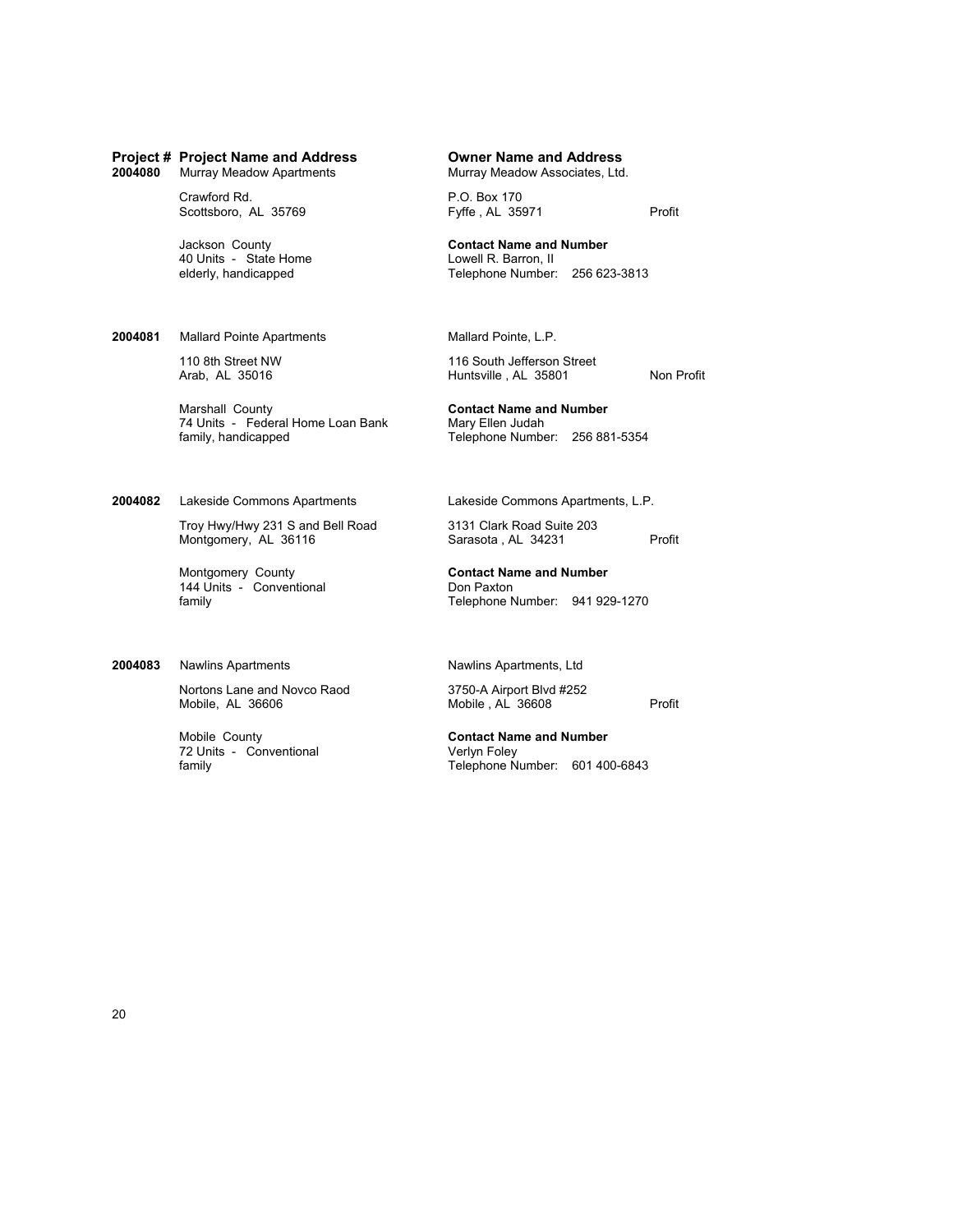| Project # | Project Name and Address | Owner Name and Address | |
|---|---|---|---|
| **2004080** | Murray Meadow Apartments | Murray Meadow Associates, Ltd. | |
| | Crawford Rd.<br>Scottsboro, AL 35769 | P.O. Box 170<br>Fyffe , AL 35971 | Profit |
| | Jackson County<br>40 Units - State Home<br>elderly, handicapped | **Contact Name and Number**<br>Lowell R. Barron, II<br>Telephone Number: 256 623-3813 | |
| **2004081** | Mallard Pointe Apartments | Mallard Pointe, L.P. | |
| | 110 8th Street NW<br>Arab, AL 35016 | 116 South Jefferson Street<br>Huntsville , AL 35801 | Non Profit |
| | Marshall County<br>74 Units - Federal Home Loan Bank<br>family, handicapped | **Contact Name and Number**<br>Mary Ellen Judah<br>Telephone Number: 256 881-5354 | |
| **2004082** | Lakeside Commons Apartments | Lakeside Commons Apartments, L.P. | |
| | Troy Hwy/Hwy 231 S and Bell Road<br>Montgomery, AL 36116 | 3131 Clark Road Suite 203<br>Sarasota , AL 34231 | Profit |
| | Montgomery County<br>144 Units - Conventional<br>family | **Contact Name and Number**<br>Don Paxton<br>Telephone Number: 941 929-1270 | |
| **2004083** | Nawlins Apartments | Nawlins Apartments, Ltd | |
| | Nortons Lane and Novco Raod<br>Mobile, AL 36606 | 3750-A Airport Blvd #252<br>Mobile , AL 36608 | Profit |
| | Mobile County<br>72 Units - Conventional<br>family | **Contact Name and Number**<br>Verlyn Foley<br>Telephone Number: 601 400-6843 | |